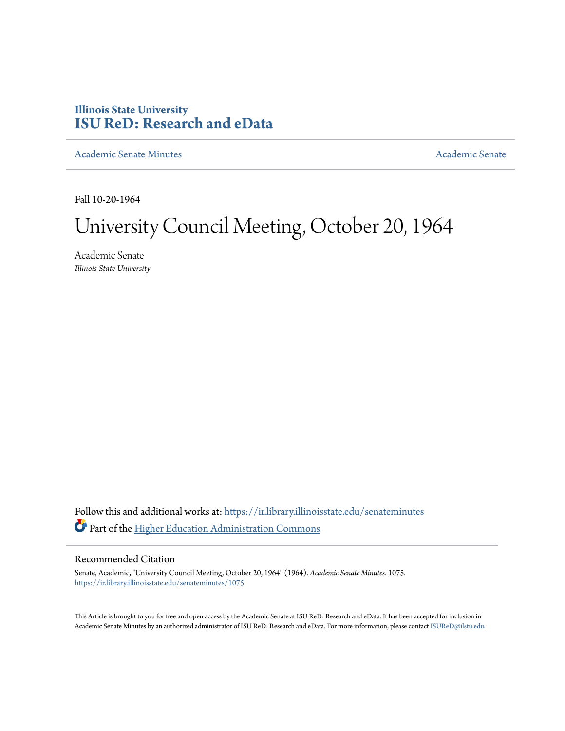# Illinois State University
# ISU ReD: Research and eData

Academic Senate Minutes | Academic Senate

Fall 10-20-1964

# University Council Meeting, October 20, 1964

Academic Senate
*Illinois State University*

Follow this and additional works at: https://ir.library.illinoisstate.edu/senateminutes

Part of the Higher Education Administration Commons

## Recommended Citation

Senate, Academic, "University Council Meeting, October 20, 1964" (1964). *Academic Senate Minutes*. 1075.
https://ir.library.illinoisstate.edu/senateminutes/1075

This Article is brought to you for free and open access by the Academic Senate at ISU ReD: Research and eData. It has been accepted for inclusion in Academic Senate Minutes by an authorized administrator of ISU ReD: Research and eData. For more information, please contact ISUReD@ilstu.edu.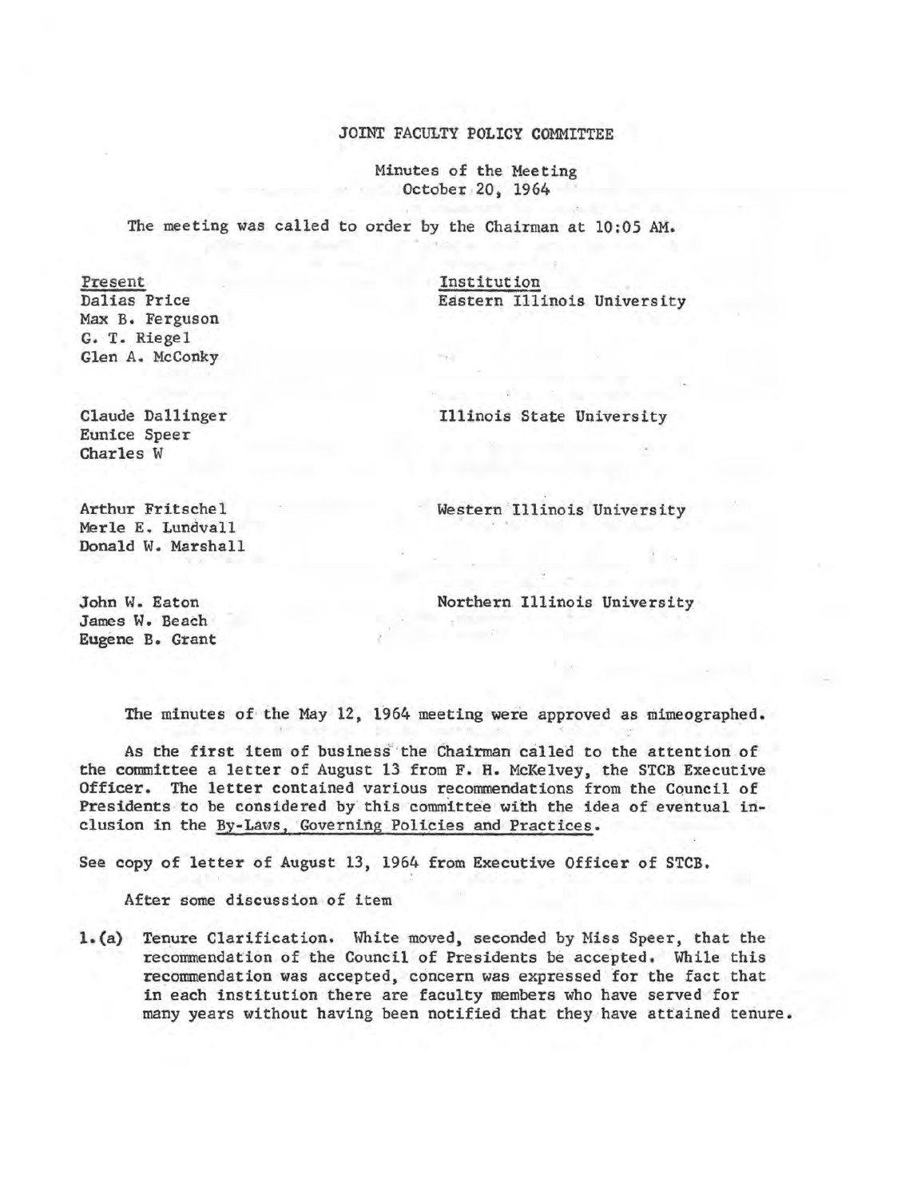# JOINT FACULTY POLICY COMMITTEE

Minutes of the Meeting
October 20, 1964

The meeting was called to order by the Chairman at 10:05 AM.

| Present | Institution |
| --- | --- |
| Dalias Price<br>Max B. Ferguson<br>G. T. Riegel<br>Glen A. McConky | Eastern Illinois University |
| Claude Dallinger<br>Eunice Speer<br>Charles W | Illinois State University |
| Arthur Fritschel<br>Merle E. Lundvall<br>Donald W. Marshall | Western Illinois University |
| John W. Eaton<br>James W. Beach<br>Eugene B. Grant | Northern Illinois University |

The minutes of the May 12, 1964 meeting were approved as mimeographed.

As the first item of business the Chairman called to the attention of the committee a letter of August 13 from F. H. McKelvey, the STCB Executive Officer. The letter contained various recommendations from the Council of Presidents to be considered by this committee with the idea of eventual inclusion in the By-Laws, Governing Policies and Practices.

See copy of letter of August 13, 1964 from Executive Officer of STCB.

After some discussion of item

1.(a) Tenure Clarification. White moved, seconded by Miss Speer, that the recommendation of the Council of Presidents be accepted. While this recommendation was accepted, concern was expressed for the fact that in each institution there are faculty members who have served for many years without having been notified that they have attained tenure.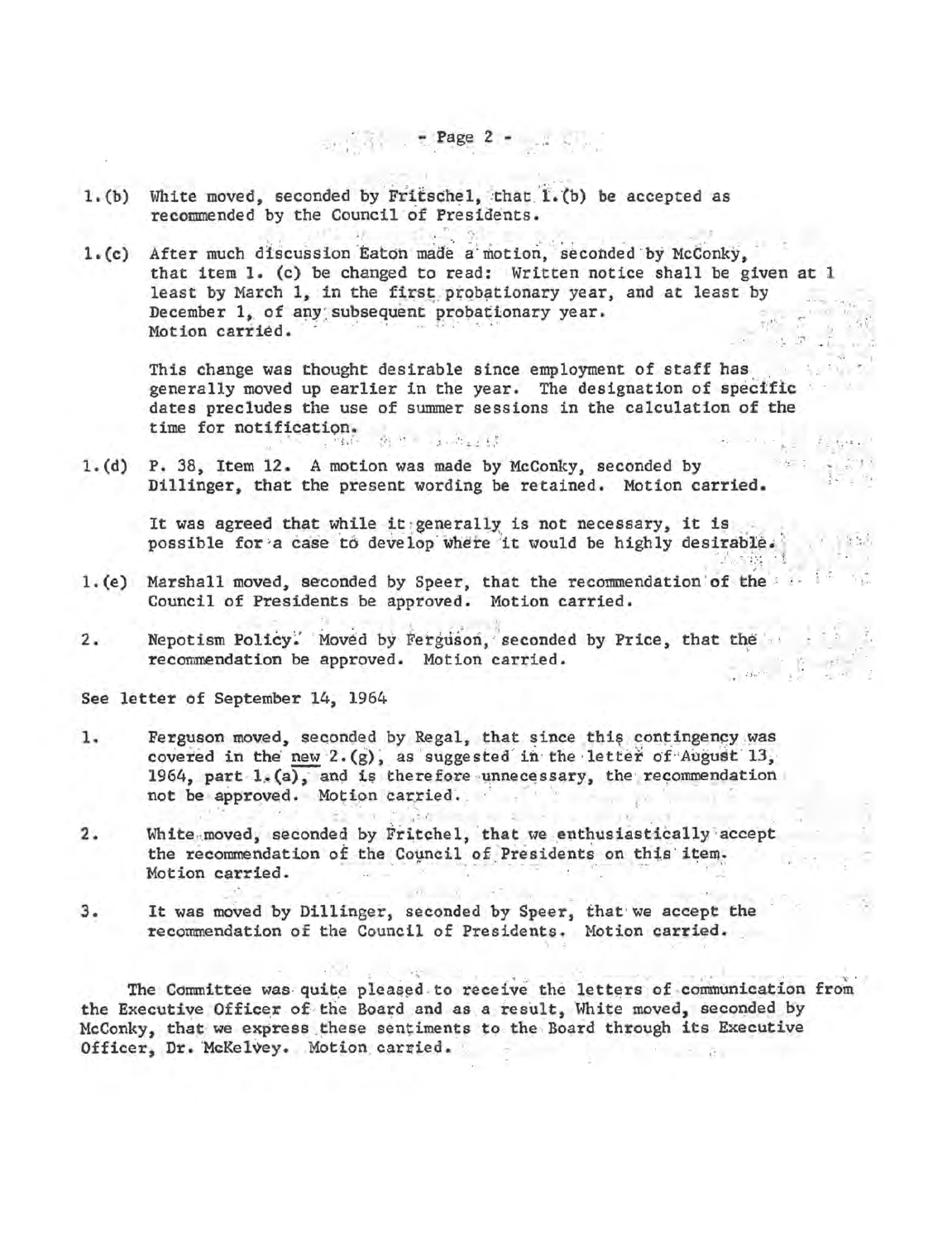1.(b) White moved, seconded by Fritschel, that 1.(b) be accepted as recommended by the Council of Presidents.

1.(c) After much discussion Eaton made a motion, seconded by McConky, that item 1. (c) be changed to read: Written notice shall be given at least by March 1, in the first probationary year, and at least by December 1, of any subsequent probationary year. Motion carried.

This change was thought desirable since employment of staff has generally moved up earlier in the year. The designation of specific dates precludes the use of summer sessions in the calculation of the time for notification.

1.(d) P. 38, Item 12. A motion was made by McConky, seconded by Dillinger, that the present wording be retained. Motion carried.

It was agreed that while it generally is not necessary, it is possible for a case to develop where it would be highly desirable.

1.(e) Marshall moved, seconded by Speer, that the recommendation of the Council of Presidents be approved. Motion carried.

2. Nepotism Policy. Moved by Ferguson, seconded by Price, that the recommendation be approved. Motion carried.

See letter of September 14, 1964

1. Ferguson moved, seconded by Regal, that since this contingency was covered in the new 2.(g), as suggested in the letter of August 13, 1964, part 1.(a), and is therefore unnecessary, the recommendation not be approved. Motion carried.

2. White moved, seconded by Fritchel, that we enthusiastically accept the recommendation of the Council of Presidents on this item. Motion carried.

3. It was moved by Dillinger, seconded by Speer, that we accept the recommendation of the Council of Presidents. Motion carried.

The Committee was quite pleased to receive the letters of communication from the Executive Officer of the Board and as a result, White moved, seconded by McConky, that we express these sentiments to the Board through its Executive Officer, Dr. McKelvey. Motion carried.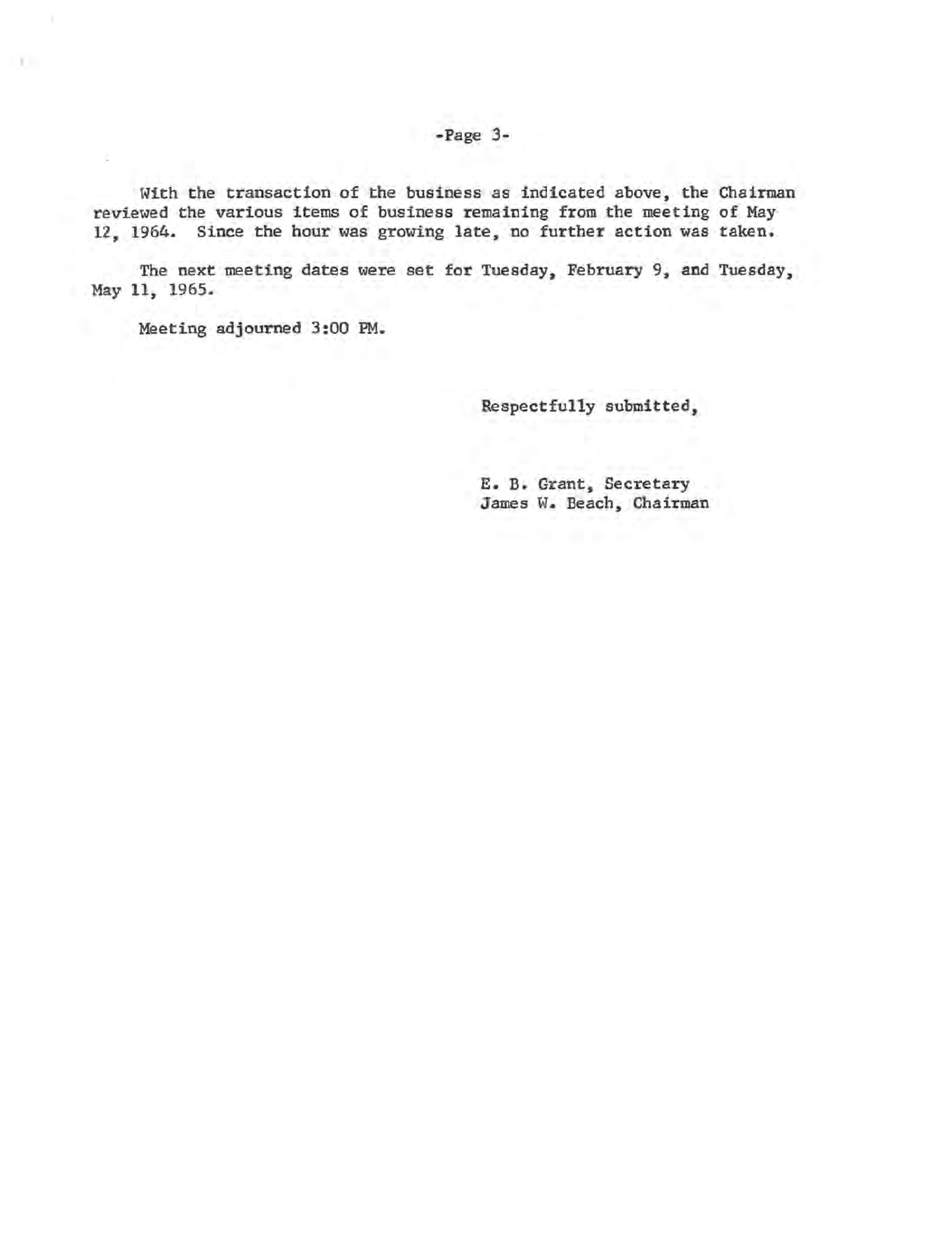With the transaction of the business as indicated above, the Chairman reviewed the various items of business remaining from the meeting of May 12, 1964. Since the hour was growing late, no further action was taken.

The next meeting dates were set for Tuesday, February 9, and Tuesday, May 11, 1965.

Meeting adjourned 3:00 PM.

Respectfully submitted,

E. B. Grant, Secretary
James W. Beach, Chairman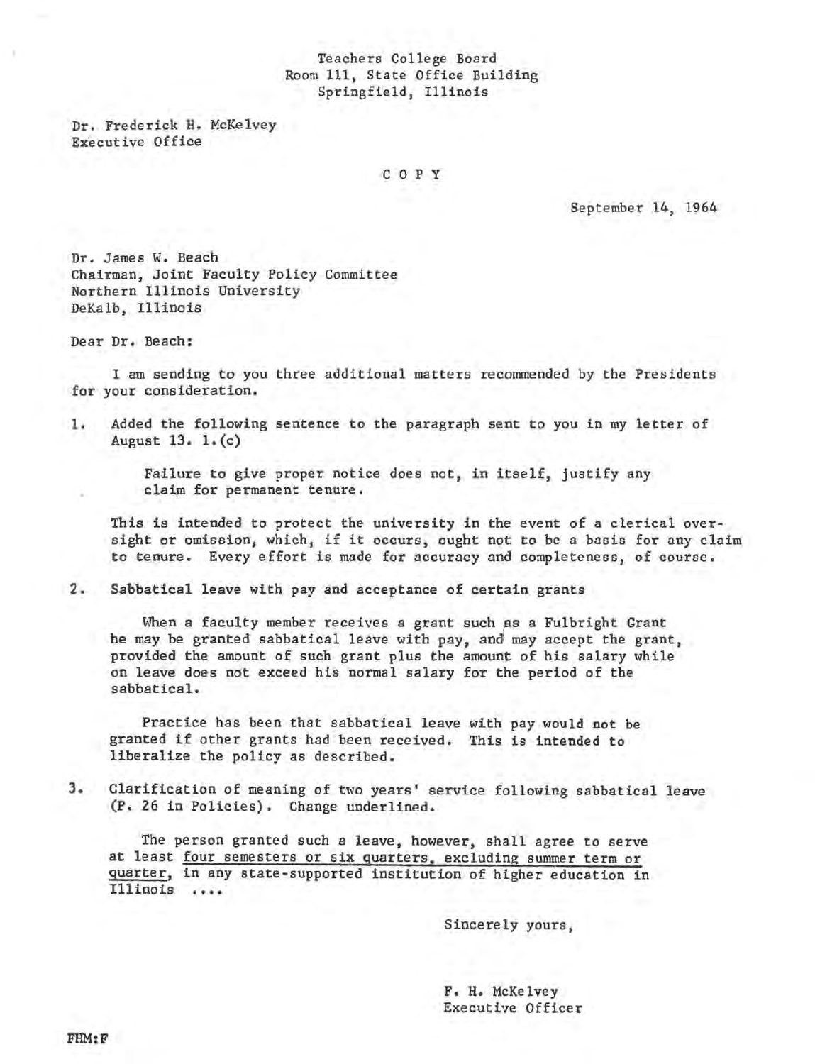Teachers College Board
Room 111, State Office Building
Springfield, Illinois

Dr. Frederick H. McKelvey
Executive Office

C O P Y

September 14, 1964

Dr. James W. Beach
Chairman, Joint Faculty Policy Committee
Northern Illinois University
DeKalb, Illinois

Dear Dr. Beach:

I am sending to you three additional matters recommended by the Presidents for your consideration.

1. Added the following sentence to the paragraph sent to you in my letter of August 13. 1.(c)

   Failure to give proper notice does not, in itself, justify any claim for permanent tenure.

   This is intended to protect the university in the event of a clerical oversight or omission, which, if it occurs, ought not to be a basis for any claim to tenure. Every effort is made for accuracy and completeness, of course.

2. Sabbatical leave with pay and acceptance of certain grants

   When a faculty member receives a grant such as a Fulbright Grant he may be granted sabbatical leave with pay, and may accept the grant, provided the amount of such grant plus the amount of his salary while on leave does not exceed his normal salary for the period of the sabbatical.

   Practice has been that sabbatical leave with pay would not be granted if other grants had been received. This is intended to liberalize the policy as described.

3. Clarification of meaning of two years' service following sabbatical leave (P. 26 in Policies). Change underlined.

   The person granted such a leave, however, shall agree to serve at least <u>four semesters or six quarters, excluding summer term or quarter</u>, in any state-supported institution of higher education in Illinois ....

Sincerely yours,

F. H. McKelvey
Executive Officer

FHM:F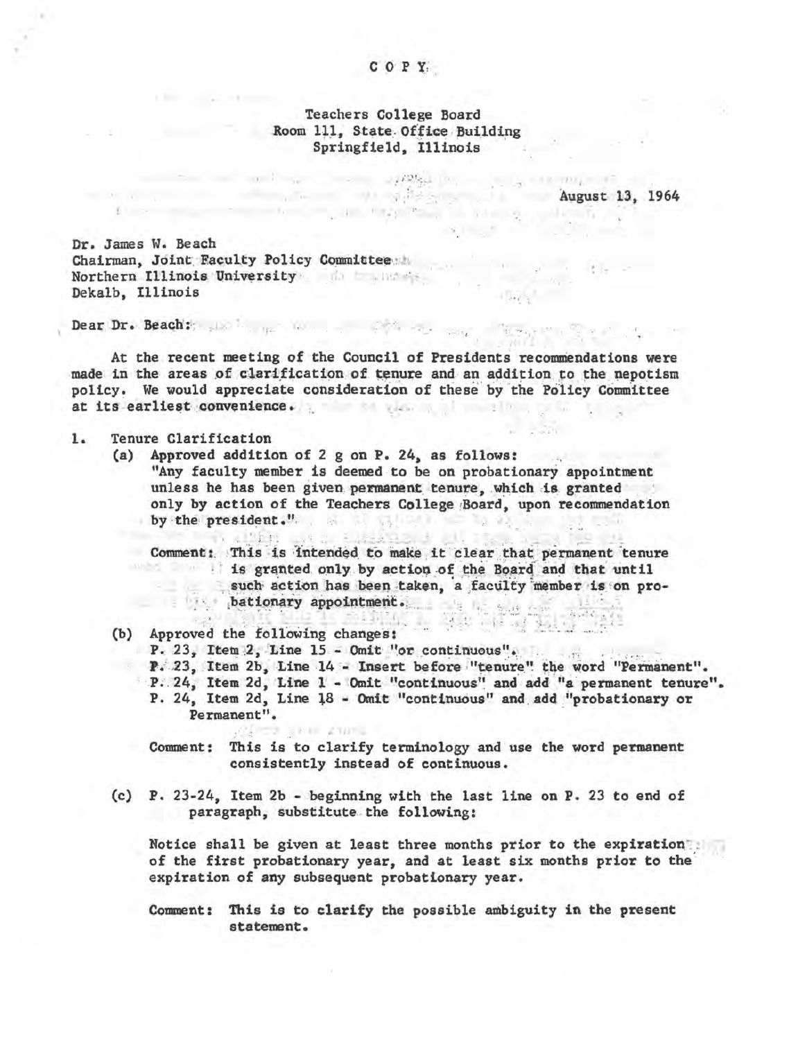COPY

Teachers College Board
Room 111, State Office Building
Springfield, Illinois

August 13, 1964

Dr. James W. Beach
Chairman, Joint Faculty Policy Committee
Northern Illinois University
Dekalb, Illinois

Dear Dr. Beach:

At the recent meeting of the Council of Presidents recommendations were made in the areas of clarification of tenure and an addition to the nepotism policy. We would appreciate consideration of these by the Policy Committee at its earliest convenience.

1. Tenure Clarification
   - (a) Approved addition of 2 g on P. 24, as follows:
     "Any faculty member is deemed to be on probationary appointment unless he has been given permanent tenure, which is granted only by action of the Teachers College Board, upon recommendation by the president."

     Comment: This is intended to make it clear that permanent tenure is granted only by action of the Board and that until such action has been taken, a faculty member is on probationary appointment.

   - (b) Approved the following changes:
     - P. 23, Item 2, Line 15 - Omit "or continuous".
     - P. 23, Item 2b, Line 14 - Insert before "tenure" the word "Permanent".
     - P. 24, Item 2d, Line 1 - Omit "continuous" and add "a permanent tenure".
     - P. 24, Item 2d, Line 18 - Omit "continuous" and add "probationary or Permanent".

     Comment: This is to clarify terminology and use the word permanent consistently instead of continuous.

   - (c) P. 23-24, Item 2b - beginning with the last line on P. 23 to end of paragraph, substitute the following:

     Notice shall be given at least three months prior to the expiration of the first probationary year, and at least six months prior to the expiration of any subsequent probationary year.

     Comment: This is to clarify the possible ambiguity in the present statement.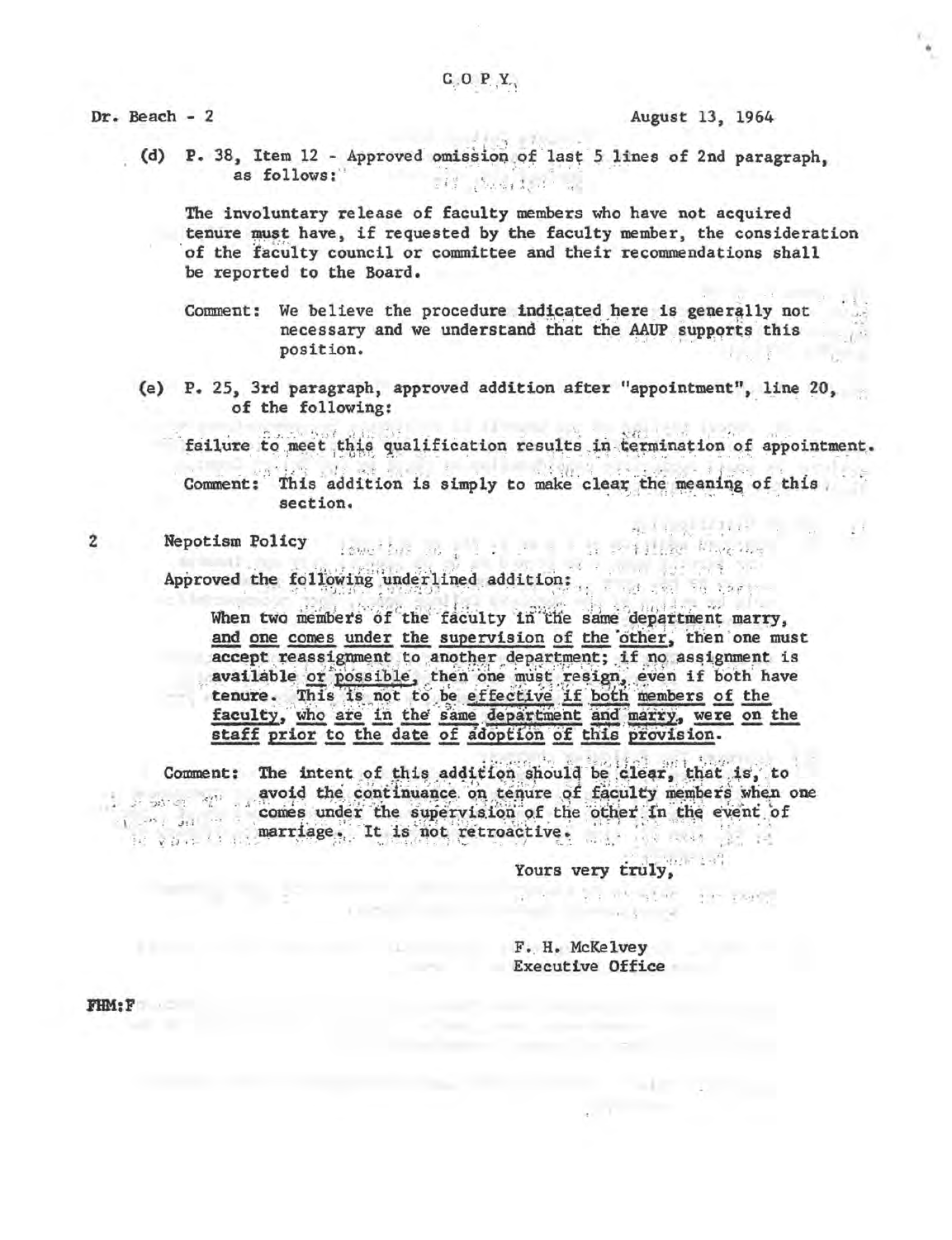C O P Y

Dr. Beach - 2 August 13, 1964

(d) P. 38, Item 12 - Approved omission of last 5 lines of 2nd paragraph, as follows:

> The involuntary release of faculty members who have not acquired tenure must have, if requested by the faculty member, the consideration of the faculty council or committee and their recommendations shall be reported to the Board.
>
> Comment: We believe the procedure indicated here is generally not necessary and we understand that the AAUP supports this position.

(e) P. 25, 3rd paragraph, approved addition after "appointment", line 20, of the following:

> failure to meet this qualification results in termination of appointment.
>
> Comment: This addition is simply to make clear the meaning of this section.

2 Nepotism Policy

Approved the following underlined addition:

> When two members of the faculty in the same department marry, <u>and one comes under the supervision of the other</u>, then one must accept reassignment to another department; if no assignment is available <u>or possible</u>, then one must resign, even if both have tenure. <u>This is not to be effective if both members of the faculty, who are in the same department and marry, were on the staff prior to the date of adoption of this provision.</u>

Comment: The intent of this addition should be clear, that is, to avoid the continuance on tenure of faculty members when one comes under the supervision of the other in the event of marriage. It is not retroactive.

Yours very truly,

F. H. McKelvey
Executive Office

FHM:F